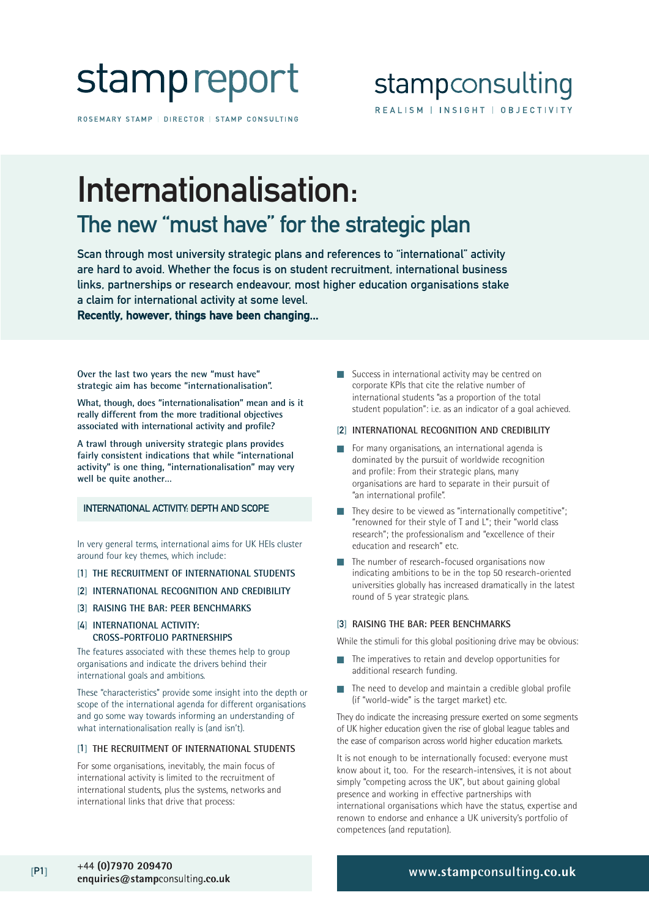stampreport

ROSEMARY STAMP | DIRECTOR | STAMP CONSULTING

stampconsulting

REALISM | INSIGHT | OBJECTIVITY

# Internationalisation:

## The new "must have" for the strategic plan

**Scan through most university strategic plans and references to "international" activity are hard to avoid. Whether the focus is on student recruitment, international business links, partnerships or research endeavour, most higher education organisations stake a claim for international activity at some level.**

**Recently, however, things have been changing...**

**Over the last two years the new "must have" strategic aim has become "internationalisation".**

**What, though, does "internationalisation" mean and is it really different from the more traditional objectives associated with international activity and profile?**

**A trawl through university strategic plans provides fairly consistent indications that while "international activity" is one thing, "internationalisation" may very well be quite another...**

### INTERNATIONAL ACTIVITY: DEPTH AND SCOPE

In very general terms, international aims for UK HEIs cluster around four key themes, which include:

[1] THE RECRUITMENT OF INTERNATIONAL STUDENTS

[2] INTERNATIONAL RECOGNITION AND CREDIBILITY

[3] RAISING THE BAR: PEER BENCHMARKS

[4] INTERNATIONAL ACTIVITY: CROSS-PORTFOLIO PARTNERSHIPS

The features associated with these themes help to group organisations and indicate the drivers behind their international goals and ambitions.

These "characteristics" provide some insight into the depth or scope of the international agenda for different organisations and go some way towards informing an understanding of what internationalisation really is (and isn't).

### [1] THE RECRUITMENT OF INTERNATIONAL STUDENTS

For some organisations, inevitably, the main focus of international activity is limited to the recruitment of international students, plus the systems, networks and international links that drive that process:

- Success in international activity may be centred on corporate KPIs that cite the relative number of international students "as a proportion of the total student population": i.e. as an indicator of a goal achieved.

### [2] INTERNATIONAL RECOGNITION AND CREDIBILITY

- For many organisations, an international agenda is dominated by the pursuit of worldwide recognition and profile: From their strategic plans, many organisations are hard to separate in their pursuit of "an international profile".
- They desire to be viewed as "internationally competitive"; "renowned for their style of T and L"; their "world class research"; the professionalism and "excellence of their education and research" etc.
- The number of research-focused organisations now indicating ambitions to be in the top 50 research-oriented universities globally has increased dramatically in the latest round of 5 year strategic plans.

### [3] RAISING THE BAR: PEER BENCHMARKS

While the stimuli for this global positioning drive may be obvious:

- The imperatives to retain and develop opportunities for additional research funding.
- The need to develop and maintain a credible global profile (if "world-wide" is the target market) etc.

They do indicate the increasing pressure exerted on some segments of UK higher education given the rise of global league tables and the ease of comparison across world higher education markets.

It is not enough to be internationally focused: everyone must know about it, too. For the research-intensives, it is not about simply "competing across the UK", but about gaining global presence and working in effective partnerships with international organisations which have the status, expertise and renown to endorse and enhance a UK university's portfolio of competences (and reputation).

+44 (0)7970 209470
enquiries@stampconsulting.co.uk

www.stampconsulting.co.uk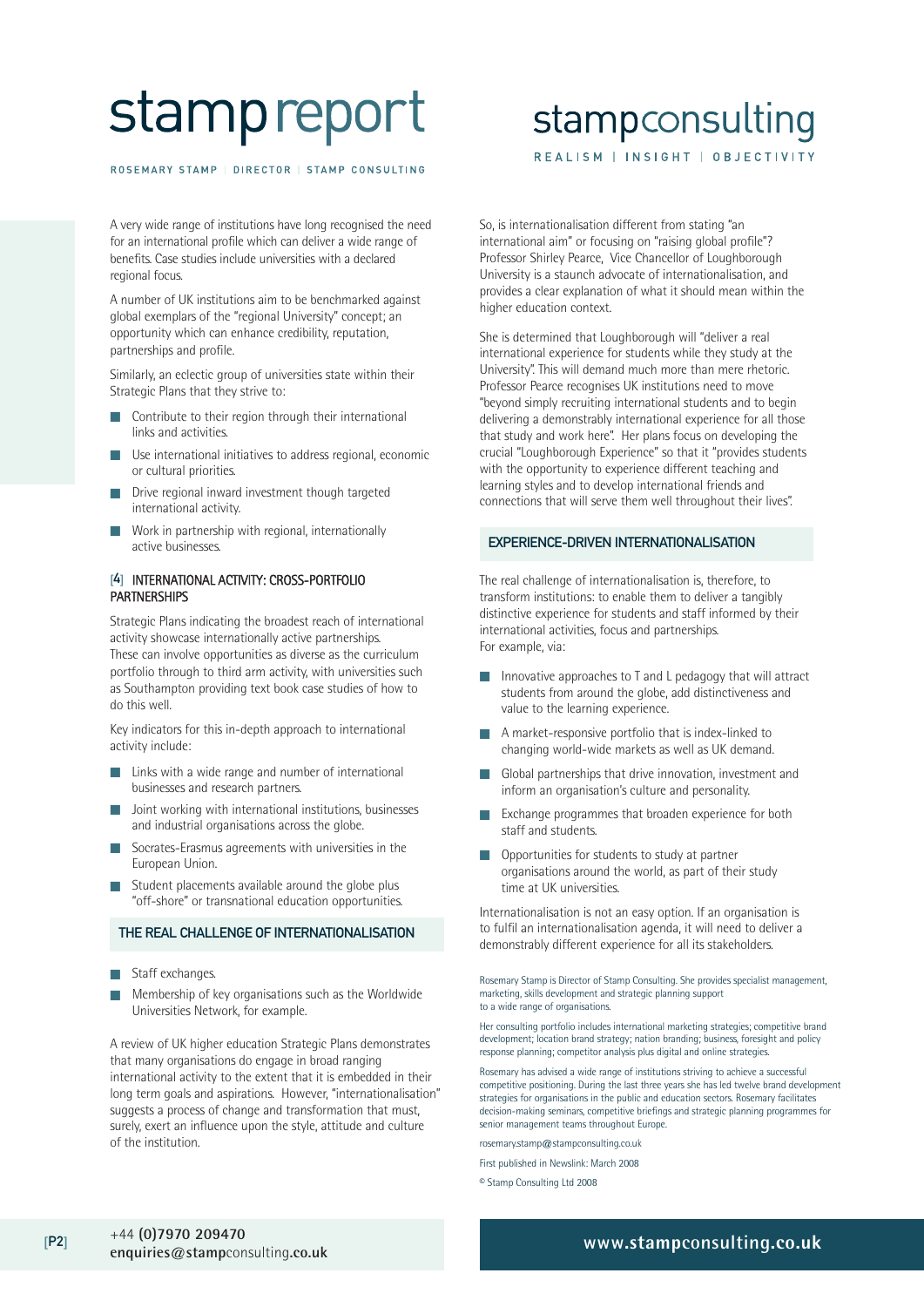# stamp report

ROSEMARY STAMP | DIRECTOR | STAMP CONSULTING

A very wide range of institutions have long recognised the need for an international profile which can deliver a wide range of benefits. Case studies include universities with a declared regional focus.

A number of UK institutions aim to be benchmarked against global exemplars of the "regional University" concept; an opportunity which can enhance credibility, reputation, partnerships and profile.

Similarly, an eclectic group of universities state within their Strategic Plans that they strive to:

- Contribute to their region through their international links and activities.
- Use international initiatives to address regional, economic or cultural priorities.
- Drive regional inward investment though targeted international activity.
- Work in partnership with regional, internationally active businesses.

### [4] INTERNATIONAL ACTIVITY: CROSS-PORTFOLIO PARTNERSHIPS

Strategic Plans indicating the broadest reach of international activity showcase internationally active partnerships. These can involve opportunities as diverse as the curriculum portfolio through to third arm activity, with universities such as Southampton providing text book case studies of how to do this well.

Key indicators for this in-depth approach to international activity include:

- Links with a wide range and number of international businesses and research partners.
- Joint working with international institutions, businesses and industrial organisations across the globe.
- Socrates-Erasmus agreements with universities in the European Union.
- Student placements available around the globe plus "off-shore" or transnational education opportunities.
- Staff exchanges.
- Membership of key organisations such as the Worldwide Universities Network, for example.

### THE REAL CHALLENGE OF INTERNATIONALISATION

A review of UK higher education Strategic Plans demonstrates that many organisations do engage in broad ranging international activity to the extent that it is embedded in their long term goals and aspirations. However, "internationalisation" suggests a process of change and transformation that must, surely, exert an influence upon the style, attitude and culture of the institution.

So, is internationalisation different from stating "an international aim" or focusing on "raising global profile"? Professor Shirley Pearce, Vice Chancellor of Loughborough University is a staunch advocate of internationalisation, and provides a clear explanation of what it should mean within the higher education context.

She is determined that Loughborough will "deliver a real international experience for students while they study at the University". This will demand much more than mere rhetoric. Professor Pearce recognises UK institutions need to move "beyond simply recruiting international students and to begin delivering a demonstrably international experience for all those that study and work here". Her plans focus on developing the crucial "Loughborough Experience" so that it "provides students with the opportunity to experience different teaching and learning styles and to develop international friends and connections that will serve them well throughout their lives".

### EXPERIENCE-DRIVEN INTERNATIONALISATION

The real challenge of internationalisation is, therefore, to transform institutions: to enable them to deliver a tangibly distinctive experience for students and staff informed by their international activities, focus and partnerships.
For example, via:

- Innovative approaches to T and L pedagogy that will attract students from around the globe, add distinctiveness and value to the learning experience.
- A market-responsive portfolio that is index-linked to changing world-wide markets as well as UK demand.
- Global partnerships that drive innovation, investment and inform an organisation's culture and personality.
- Exchange programmes that broaden experience for both staff and students.
- Opportunities for students to study at partner organisations around the world, as part of their study time at UK universities.

Internationalisation is not an easy option. If an organisation is to fulfil an internationalisation agenda, it will need to deliver a demonstrably different experience for all its stakeholders.

Rosemary Stamp is Director of Stamp Consulting. She provides specialist management, marketing, skills development and strategic planning support to a wide range of organisations.

Her consulting portfolio includes international marketing strategies; competitive brand development; location brand strategy; nation branding; business, foresight and policy response planning; competitor analysis plus digital and online strategies.

Rosemary has advised a wide range of institutions striving to achieve a successful competitive positioning. During the last three years she has led twelve brand development strategies for organisations in the public and education sectors. Rosemary facilitates decision-making seminars, competitive briefings and strategic planning programmes for senior management teams throughout Europe.

rosemary.stamp@stampconsulting.co.uk

First published in Newslink: March 2008

© Stamp Consulting Ltd 2008

+44 (0)7970 209470
enquiries@stampconsulting.co.uk

www.stampconsulting.co.uk